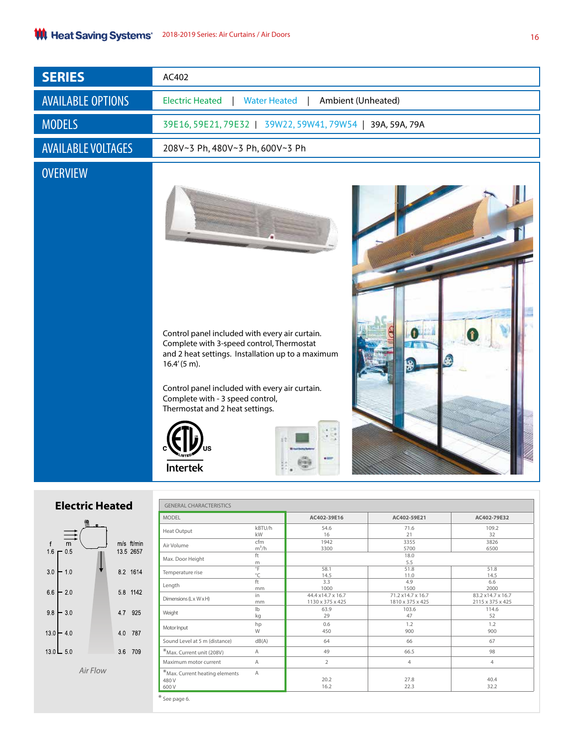| SERIES | AC402 |
|---|---|
| AVAILABLE OPTIONS | Electric Heated \| Water Heated \| Ambient (Unheated) |
| MODELS | 39E16, 59E21, 79E32 \| 39W22, 59W41, 79W54 \| 39A, 59A, 79A |
| AVAILABLE VOLTAGES | 208V~3 Ph, 480V~3 Ph, 600V~3 Ph |

## OVERVIEW

Control panel included with every air curtain. Complete with 3-speed control, Thermostat and 2 heat settings. Installation up to a maximum 16.4' (5 m).

Control panel included with every air curtain. Complete with - 3 speed control, Thermostat and 2 heat settings.

Intertek

## Electric Heated

| f | m | m/s | ft/min |
|---|---|---|---|
| 1.6 | 0.5 | 13.5 | 2657 |
| 3.0 | 1.0 | 8.2 | 1614 |
| 6.6 | 2.0 | 5.8 | 1142 |
| 9.8 | 3.0 | 4.7 | 925 |
| 13.0 | 4.0 | 4.0 | 787 |
| 13.0 | 5.0 | 3.6 | 709 |

*Air Flow*

GENERAL CHARACTERISTICS

| MODEL | | AC402-39E16 | AC402-59E21 | AC402-79E32 |
|---|---|---|---|---|
| Heat Output | kBTU/h<br>kW | 54.6<br>16 | 71.6<br>21 | 109.2<br>32 |
| Air Volume | cfm<br>$m^3/h$ | 1942<br>3300 | 3355<br>5700 | 3826<br>6500 |
| Max. Door Height | ft<br>m | | 18.0<br>5.5 | |
| Temperature rise | °F<br>°C | 58.1<br>14.5 | 51.8<br>11.0 | 51.8<br>14.5 |
| Length | ft<br>mm | 3.3<br>1000 | 4.9<br>1500 | 6.6<br>2000 |
| Dimensions (L x W x H) | in<br>mm | 44.4 x14.7 x 16.7<br>1130 x 375 x 425 | 71.2 x14.7 x 16.7<br>1810 x 375 x 425 | 83.2 x14.7 x 16.7<br>2115 x 375 x 425 |
| Weight | lb<br>kg | 63.9<br>29 | 103.6<br>47 | 114.6<br>52 |
| Motor Input | hp<br>W | 0.6<br>450 | 1.2<br>900 | 1.2<br>900 |
| Sound Level at 5 m (distance) | dB(A) | 64 | 66 | 67 |
| *Max. Current unit (208V) | A | 49 | 66.5 | 98 |
| Maximum motor current | A | 2 | 4 | 4 |
| *Max. Current heating elements<br>480 V<br>600 V | A | <br>20.2<br>16.2 | <br>27.8<br>22.3 | <br>40.4<br>32.2 |

* See page 6.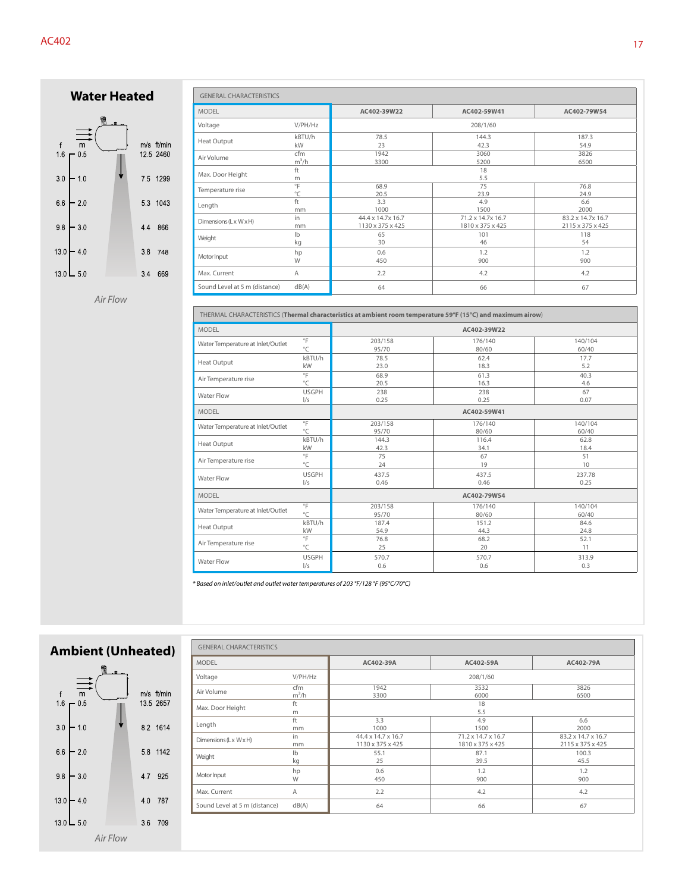AC402

## Water Heated

f m m/s ft/min
1.6 0.5 12.5 2460
3.0 1.0 7.5 1299
6.6 2.0 5.3 1043
9.8 3.0 4.4 866
13.0 4.0 3.8 748
13.0 5.0 3.4 669

*Air Flow*

| GENERAL CHARACTERISTICS | | | | |
|---|---|---|---|---|
| MODEL | | AC402-39W22 | AC402-59W41 | AC402-79W54 |
| Voltage | V/PH/Hz | | 208/1/60 | |
| Heat Output | kBTU/h<br>kW | 78.5<br>23 | 144.3<br>42.3 | 187.3<br>54.9 |
| Air Volume | cfm<br>$m^3/h$ | 1942<br>3300 | 3060<br>5200 | 3826<br>6500 |
| Max. Door Height | ft<br>m | | 18<br>5.5 | |
| Temperature rise | °F<br>°C | 68.9<br>20.5 | 75<br>23.9 | 76.8<br>24.9 |
| Length | ft<br>mm | 3.3<br>1000 | 4.9<br>1500 | 6.6<br>2000 |
| Dimensions (L x W x H) | in<br>mm | 44.4 x 14.7x 16.7<br>1130 x 375 x 425 | 71.2 x 14.7x 16.7<br>1810 x 375 x 425 | 83.2 x 14.7x 16.7<br>2115 x 375 x 425 |
| Weight | lb<br>kg | 65<br>30 | 101<br>46 | 118<br>54 |
| Motor Input | hp<br>W | 0.6<br>450 | 1.2<br>900 | 1.2<br>900 |
| Max. Current | A | 2.2 | 4.2 | 4.2 |
| Sound Level at 5 m (distance) | dB(A) | 64 | 66 | 67 |

| THERMAL CHARACTERISTICS (**Thermal characteristics at ambient room temperature 59°F (15°C) and maximum airow**) | | | | |
|---|---|---|---|---|
| MODEL | | | AC402-39W22 | |
| Water Temperature at Inlet/Outlet | °F<br>°C | 203/158<br>95/70 | 176/140<br>80/60 | 140/104<br>60/40 |
| Heat Output | kBTU/h<br>kW | 78.5<br>23.0 | 62.4<br>18.3 | 17.7<br>5.2 |
| Air Temperature rise | °F<br>°C | 68.9<br>20.5 | 61.3<br>16.3 | 40.3<br>4.6 |
| Water Flow | USGPH<br>l/s | 238<br>0.25 | 238<br>0.25 | 67<br>0.07 |
| MODEL | | | AC402-59W41 | |
| Water Temperature at Inlet/Outlet | °F<br>°C | 203/158<br>95/70 | 176/140<br>80/60 | 140/104<br>60/40 |
| Heat Output | kBTU/h<br>kW | 144.3<br>42.3 | 116.4<br>34.1 | 62.8<br>18.4 |
| Air Temperature rise | °F<br>°C | 75<br>24 | 67<br>19 | 51<br>10 |
| Water Flow | USGPH<br>l/s | 437.5<br>0.46 | 437.5<br>0.46 | 237.78<br>0.25 |
| MODEL | | | AC402-79W54 | |
| Water Temperature at Inlet/Outlet | °F<br>°C | 203/158<br>95/70 | 176/140<br>80/60 | 140/104<br>60/40 |
| Heat Output | kBTU/h<br>kW | 187.4<br>54.9 | 151.2<br>44.3 | 84.6<br>24.8 |
| Air Temperature rise | °F<br>°C | 76.8<br>25 | 68.2<br>20 | 52.1<br>11 |
| Water Flow | USGPH<br>l/s | 570.7<br>0.6 | 570.7<br>0.6 | 313.9<br>0.3 |

*\* Based on inlet/outlet and outlet water temperatures of 203 °F/128 °F (95°C/70°C)*

## Ambient (Unheated)

f m m/s ft/min
1.6 0.5 13.5 2657
3.0 1.0 8.2 1614
6.6 2.0 5.8 1142
9.8 3.0 4.7 925
13.0 4.0 4.0 787
13.0 5.0 3.6 709

*Air Flow*

| GENERAL CHARACTERISTICS | | | | |
|---|---|---|---|---|
| MODEL | | AC402-39A | AC402-59A | AC402-79A |
| Voltage | V/PH/Hz | | 208/1/60 | |
| Air Volume | cfm<br>$m^3/h$ | 1942<br>3300 | 3532<br>6000 | 3826<br>6500 |
| Max. Door Height | ft<br>m | | 18<br>5.5 | |
| Length | ft<br>mm | 3.3<br>1000 | 4.9<br>1500 | 6.6<br>2000 |
| Dimensions (L x W x H) | in<br>mm | 44.4 x 14.7 x 16.7<br>1130 x 375 x 425 | 71.2 x 14.7 x 16.7<br>1810 x 375 x 425 | 83.2 x 14.7 x 16.7<br>2115 x 375 x 425 |
| Weight | lb<br>kg | 55.1<br>25 | 87.1<br>39.5 | 100.3<br>45.5 |
| Motor Input | hp<br>W | 0.6<br>450 | 1.2<br>900 | 1.2<br>900 |
| Max. Current | A | 2.2 | 4.2 | 4.2 |
| Sound Level at 5 m (distance) | dB(A) | 64 | 66 | 67 |